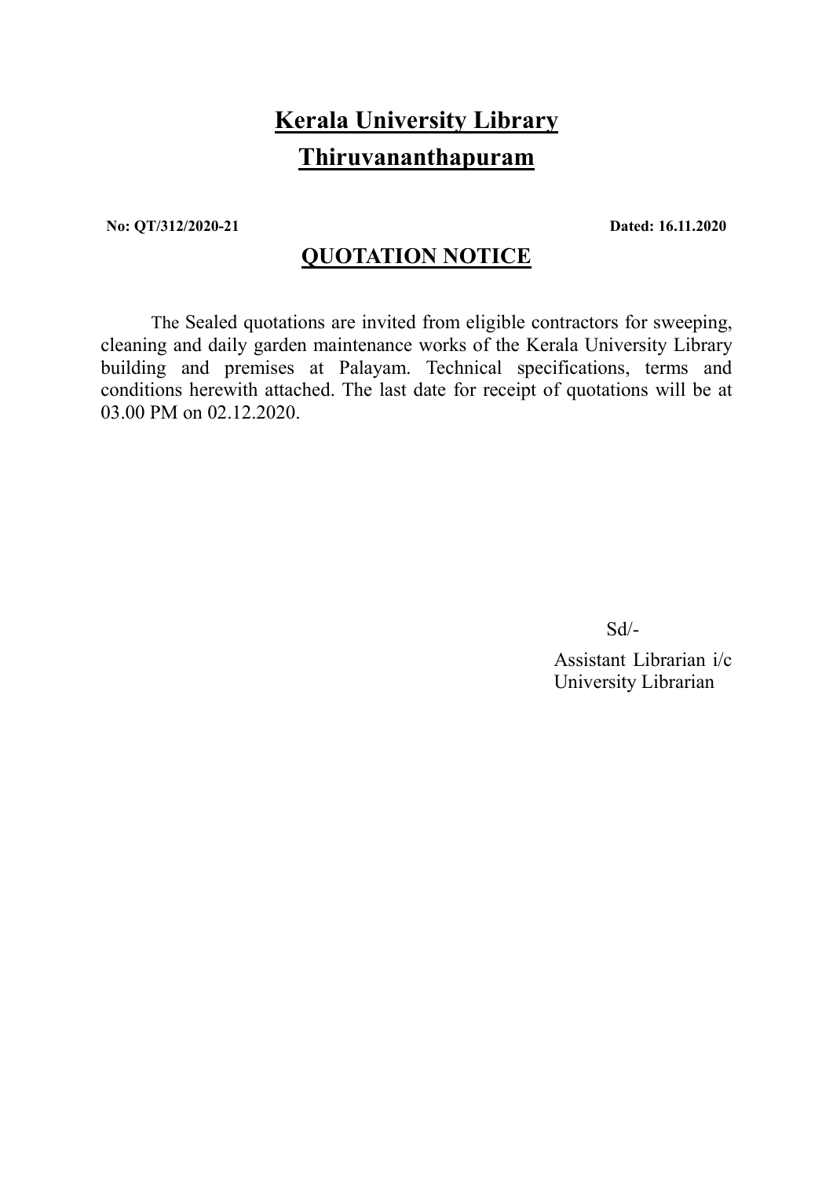# Kerala University Library
# Thiruvananthapuram

**No: QT/312/2020-21** **Dated: 16.11.2020**

## QUOTATION NOTICE

The Sealed quotations are invited from eligible contractors for sweeping, cleaning and daily garden maintenance works of the Kerala University Library building and premises at Palayam. Technical specifications, terms and conditions herewith attached. The last date for receipt of quotations will be at 03.00 PM on 02.12.2020.

Sd/-

Assistant Librarian i/c
University Librarian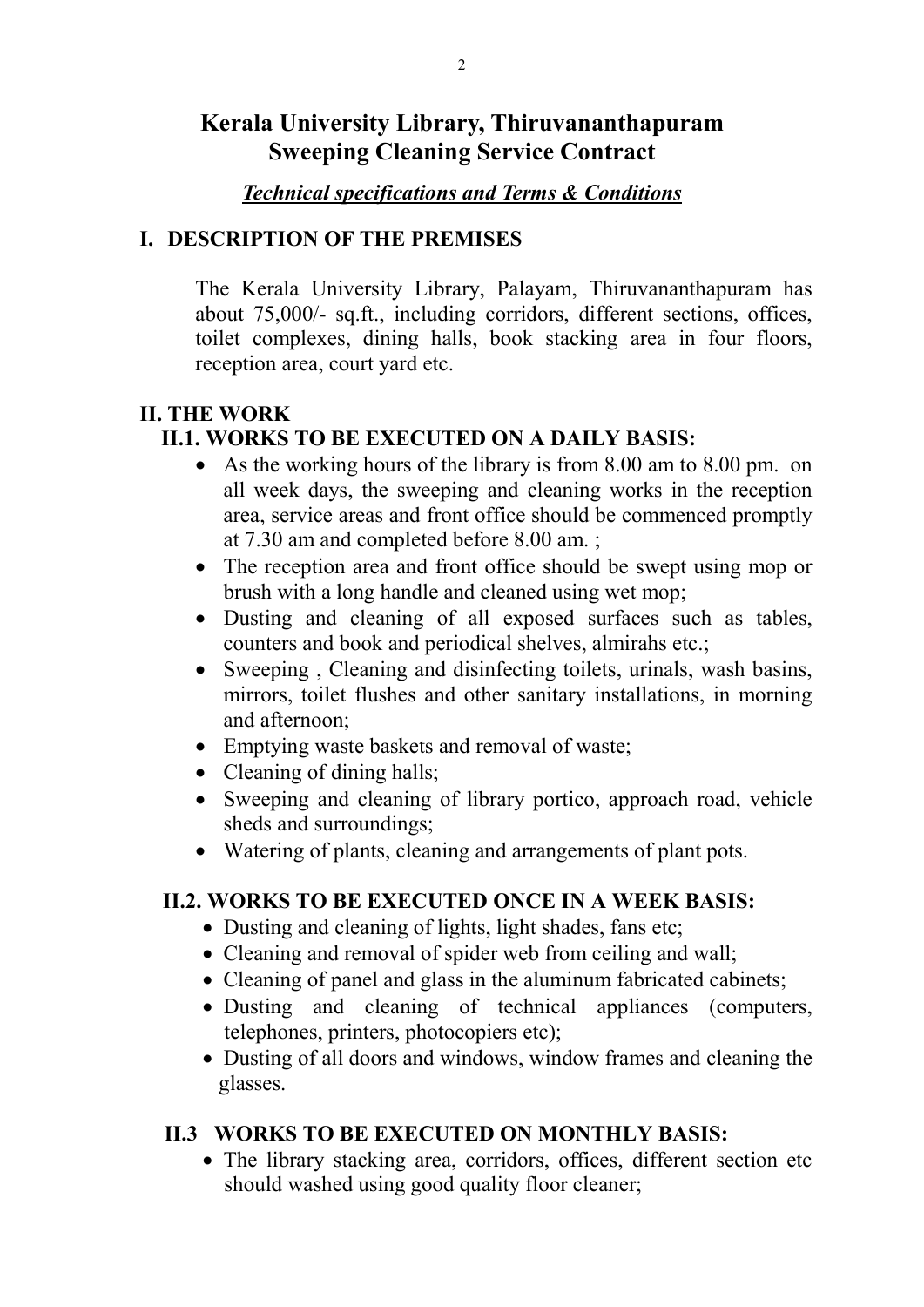# Kerala University Library, Thiruvananthapuram
# Sweeping Cleaning Service Contract

***Technical specifications and Terms & Conditions***

## I. DESCRIPTION OF THE PREMISES

The Kerala University Library, Palayam, Thiruvananthapuram has about 75,000/- sq.ft., including corridors, different sections, offices, toilet complexes, dining halls, book stacking area in four floors, reception area, court yard etc.

## II. THE WORK

### II.1. WORKS TO BE EXECUTED ON A DAILY BASIS:

- As the working hours of the library is from 8.00 am to 8.00 pm. on all week days, the sweeping and cleaning works in the reception area, service areas and front office should be commenced promptly at 7.30 am and completed before 8.00 am. ;
- The reception area and front office should be swept using mop or brush with a long handle and cleaned using wet mop;
- Dusting and cleaning of all exposed surfaces such as tables, counters and book and periodical shelves, almirahs etc.;
- Sweeping , Cleaning and disinfecting toilets, urinals, wash basins, mirrors, toilet flushes and other sanitary installations, in morning and afternoon;
- Emptying waste baskets and removal of waste;
- Cleaning of dining halls;
- Sweeping and cleaning of library portico, approach road, vehicle sheds and surroundings;
- Watering of plants, cleaning and arrangements of plant pots.

### II.2. WORKS TO BE EXECUTED ONCE IN A WEEK BASIS:

- Dusting and cleaning of lights, light shades, fans etc;
- Cleaning and removal of spider web from ceiling and wall;
- Cleaning of panel and glass in the aluminum fabricated cabinets;
- Dusting and cleaning of technical appliances (computers, telephones, printers, photocopiers etc);
- Dusting of all doors and windows, window frames and cleaning the glasses.

### II.3 WORKS TO BE EXECUTED ON MONTHLY BASIS:

- The library stacking area, corridors, offices, different section etc should washed using good quality floor cleaner;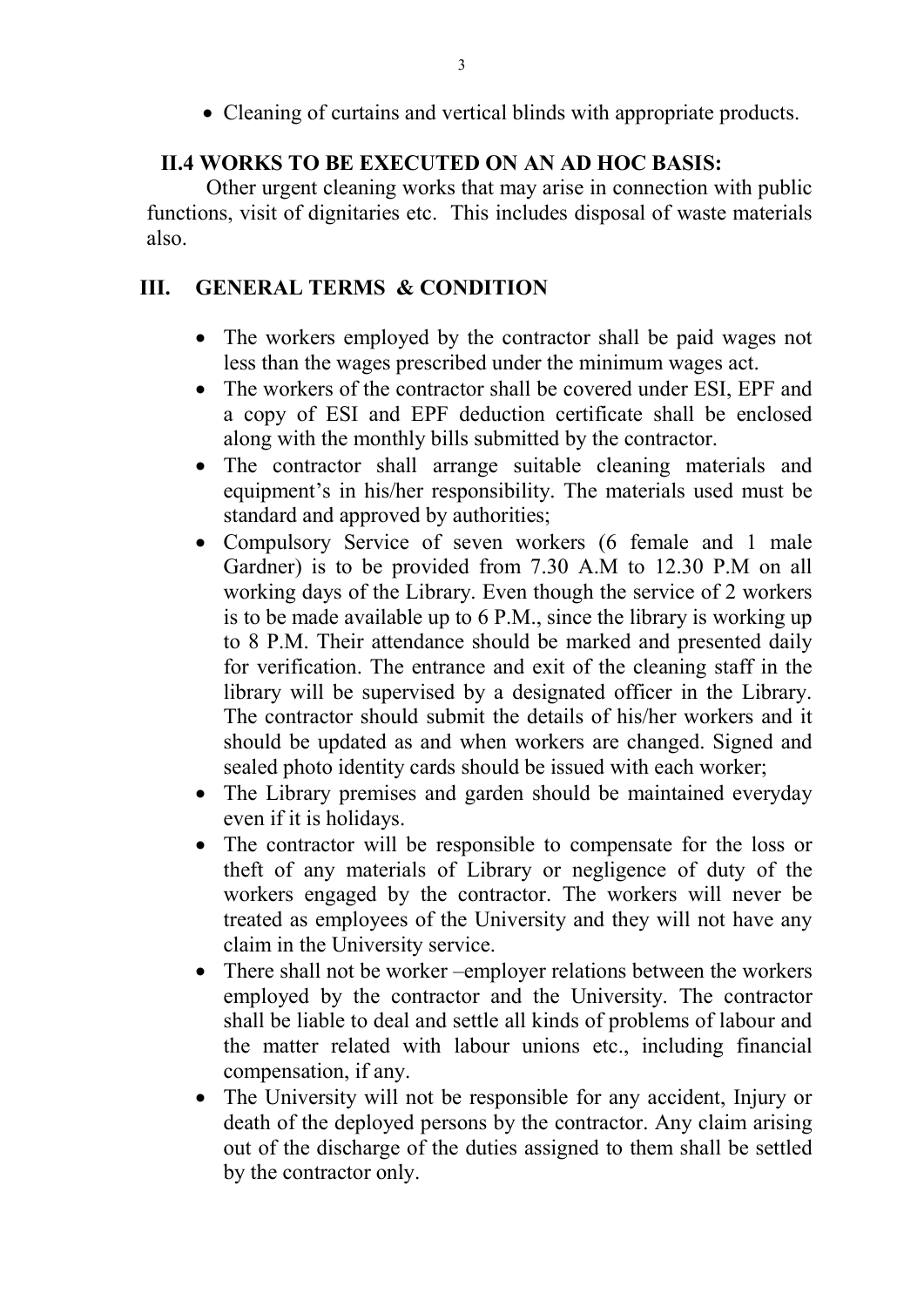- Cleaning of curtains and vertical blinds with appropriate products.

## II.4 WORKS TO BE EXECUTED ON AN AD HOC BASIS:

Other urgent cleaning works that may arise in connection with public functions, visit of dignitaries etc. This includes disposal of waste materials also.

## III. GENERAL TERMS & CONDITION

- The workers employed by the contractor shall be paid wages not less than the wages prescribed under the minimum wages act.
- The workers of the contractor shall be covered under ESI, EPF and a copy of ESI and EPF deduction certificate shall be enclosed along with the monthly bills submitted by the contractor.
- The contractor shall arrange suitable cleaning materials and equipment's in his/her responsibility. The materials used must be standard and approved by authorities;
- Compulsory Service of seven workers (6 female and 1 male Gardner) is to be provided from 7.30 A.M to 12.30 P.M on all working days of the Library. Even though the service of 2 workers is to be made available up to 6 P.M., since the library is working up to 8 P.M. Their attendance should be marked and presented daily for verification. The entrance and exit of the cleaning staff in the library will be supervised by a designated officer in the Library. The contractor should submit the details of his/her workers and it should be updated as and when workers are changed. Signed and sealed photo identity cards should be issued with each worker;
- The Library premises and garden should be maintained everyday even if it is holidays.
- The contractor will be responsible to compensate for the loss or theft of any materials of Library or negligence of duty of the workers engaged by the contractor. The workers will never be treated as employees of the University and they will not have any claim in the University service.
- There shall not be worker –employer relations between the workers employed by the contractor and the University. The contractor shall be liable to deal and settle all kinds of problems of labour and the matter related with labour unions etc., including financial compensation, if any.
- The University will not be responsible for any accident, Injury or death of the deployed persons by the contractor. Any claim arising out of the discharge of the duties assigned to them shall be settled by the contractor only.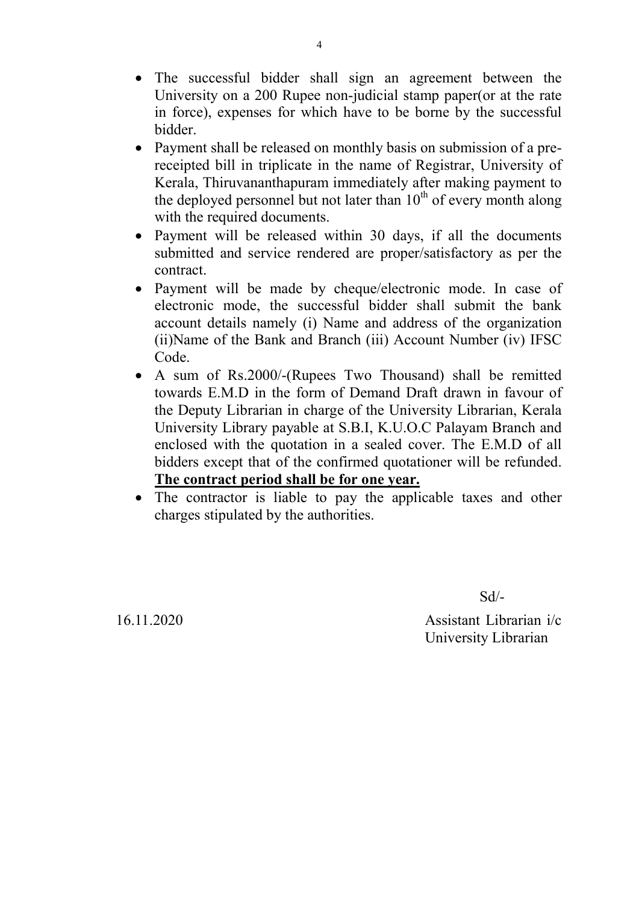- The successful bidder shall sign an agreement between the University on a 200 Rupee non-judicial stamp paper(or at the rate in force), expenses for which have to be borne by the successful bidder.
- Payment shall be released on monthly basis on submission of a pre-receipted bill in triplicate in the name of Registrar, University of Kerala, Thiruvananthapuram immediately after making payment to the deployed personnel but not later than 10th of every month along with the required documents.
- Payment will be released within 30 days, if all the documents submitted and service rendered are proper/satisfactory as per the contract.
- Payment will be made by cheque/electronic mode. In case of electronic mode, the successful bidder shall submit the bank account details namely (i) Name and address of the organization (ii)Name of the Bank and Branch (iii) Account Number (iv) IFSC Code.
- A sum of Rs.2000/-(Rupees Two Thousand) shall be remitted towards E.M.D in the form of Demand Draft drawn in favour of the Deputy Librarian in charge of the University Librarian, Kerala University Library payable at S.B.I, K.U.O.C Palayam Branch and enclosed with the quotation in a sealed cover. The E.M.D of all bidders except that of the confirmed quotationer will be refunded. **The contract period shall be for one year.**
- The contractor is liable to pay the applicable taxes and other charges stipulated by the authorities.

Sd/-

16.11.2020

Assistant Librarian i/c
University Librarian